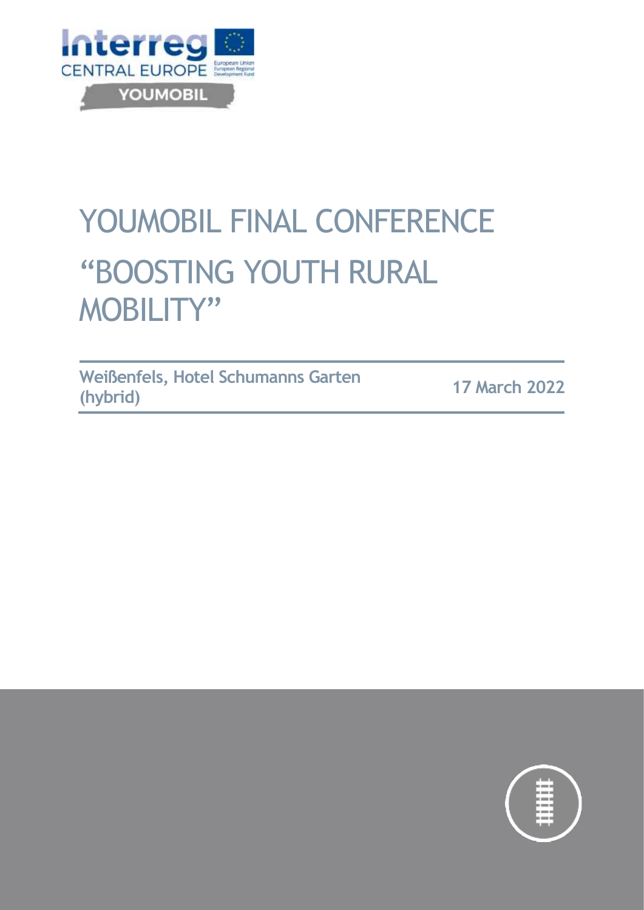# YOUMOBIL FINAL CONFERENCE "BOOSTING YOUTH RURAL MOBILITY"

| **Weißenfels, Hotel Schumanns Garten (hybrid)** | **17 March 2022** |
| --- | --- |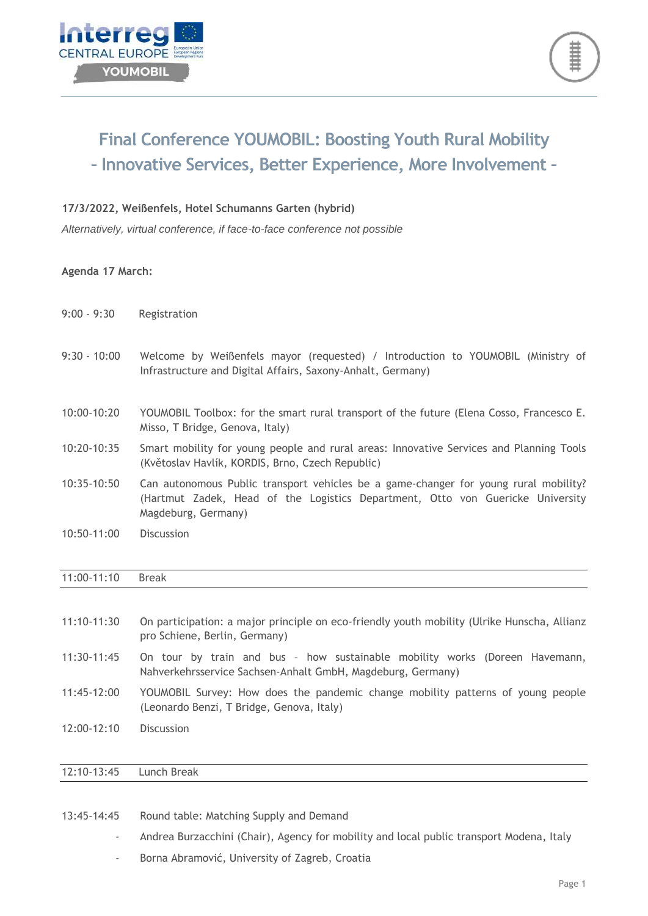# Final Conference YOUMOBIL: Boosting Youth Rural Mobility
## – Innovative Services, Better Experience, More Involvement –

**17/3/2022, Weißenfels, Hotel Schumanns Garten (hybrid)**

*Alternatively, virtual conference, if face-to-face conference not possible*

**Agenda 17 March:**

| | |
|---|---|
| 9:00 - 9:30 | Registration |
| 9:30 - 10:00 | Welcome by Weißenfels mayor (requested) / Introduction to YOUMOBIL (Ministry of Infrastructure and Digital Affairs, Saxony-Anhalt, Germany) |
| 10:00-10:20 | YOUMOBIL Toolbox: for the smart rural transport of the future (Elena Cosso, Francesco E. Misso, T Bridge, Genova, Italy) |
| 10:20-10:35 | Smart mobility for young people and rural areas: Innovative Services and Planning Tools (Květoslav Havlík, KORDIS, Brno, Czech Republic) |
| 10:35-10:50 | Can autonomous Public transport vehicles be a game-changer for young rural mobility? (Hartmut Zadek, Head of the Logistics Department, Otto von Guericke University Magdeburg, Germany) |
| 10:50-11:00 | Discussion |
| 11:00-11:10 | Break |
| 11:10-11:30 | On participation: a major principle on eco-friendly youth mobility (Ulrike Hunscha, Allianz pro Schiene, Berlin, Germany) |
| 11:30-11:45 | On tour by train and bus – how sustainable mobility works (Doreen Havemann, Nahverkehrsservice Sachsen-Anhalt GmbH, Magdeburg, Germany) |
| 11:45-12:00 | YOUMOBIL Survey: How does the pandemic change mobility patterns of young people (Leonardo Benzi, T Bridge, Genova, Italy) |
| 12:00-12:10 | Discussion |
| 12:10-13:45 | Lunch Break |
| 13:45-14:45 | Round table: Matching Supply and Demand |

- Andrea Burzacchini (Chair), Agency for mobility and local public transport Modena, Italy
- Borna Abramović, University of Zagreb, Croatia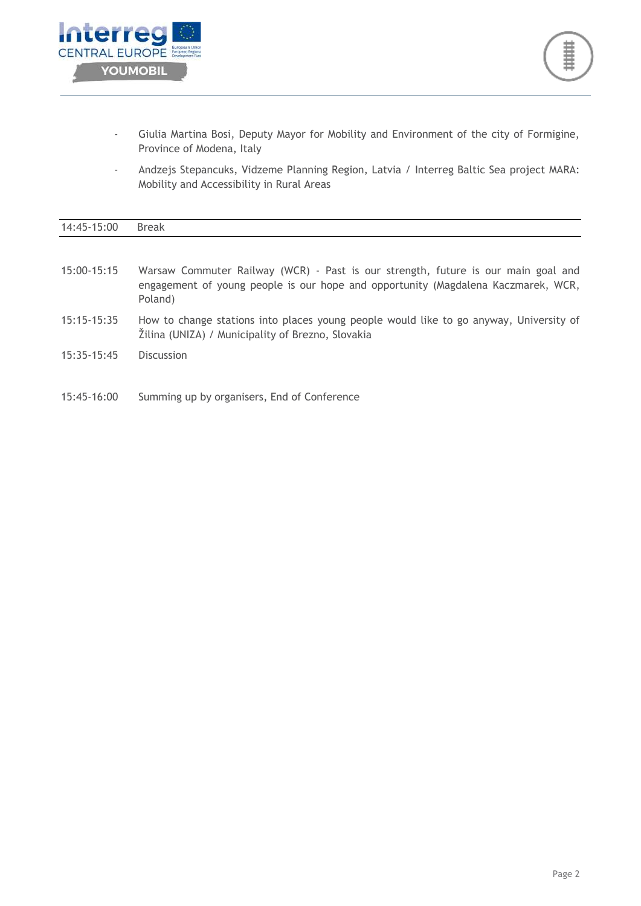- Giulia Martina Bosi, Deputy Mayor for Mobility and Environment of the city of Formigine, Province of Modena, Italy
- Andzejs Stepancuks, Vidzeme Planning Region, Latvia / Interreg Baltic Sea project MARA: Mobility and Accessibility in Rural Areas

| | |
|---|---|
| 14:45-15:00 | Break |

| | |
|---|---|
| 15:00-15:15 | Warsaw Commuter Railway (WCR) - Past is our strength, future is our main goal and engagement of young people is our hope and opportunity (Magdalena Kaczmarek, WCR, Poland) |
| 15:15-15:35 | How to change stations into places young people would like to go anyway, University of Žilina (UNIZA) / Municipality of Brezno, Slovakia |
| 15:35-15:45 | Discussion |
| 15:45-16:00 | Summing up by organisers, End of Conference |